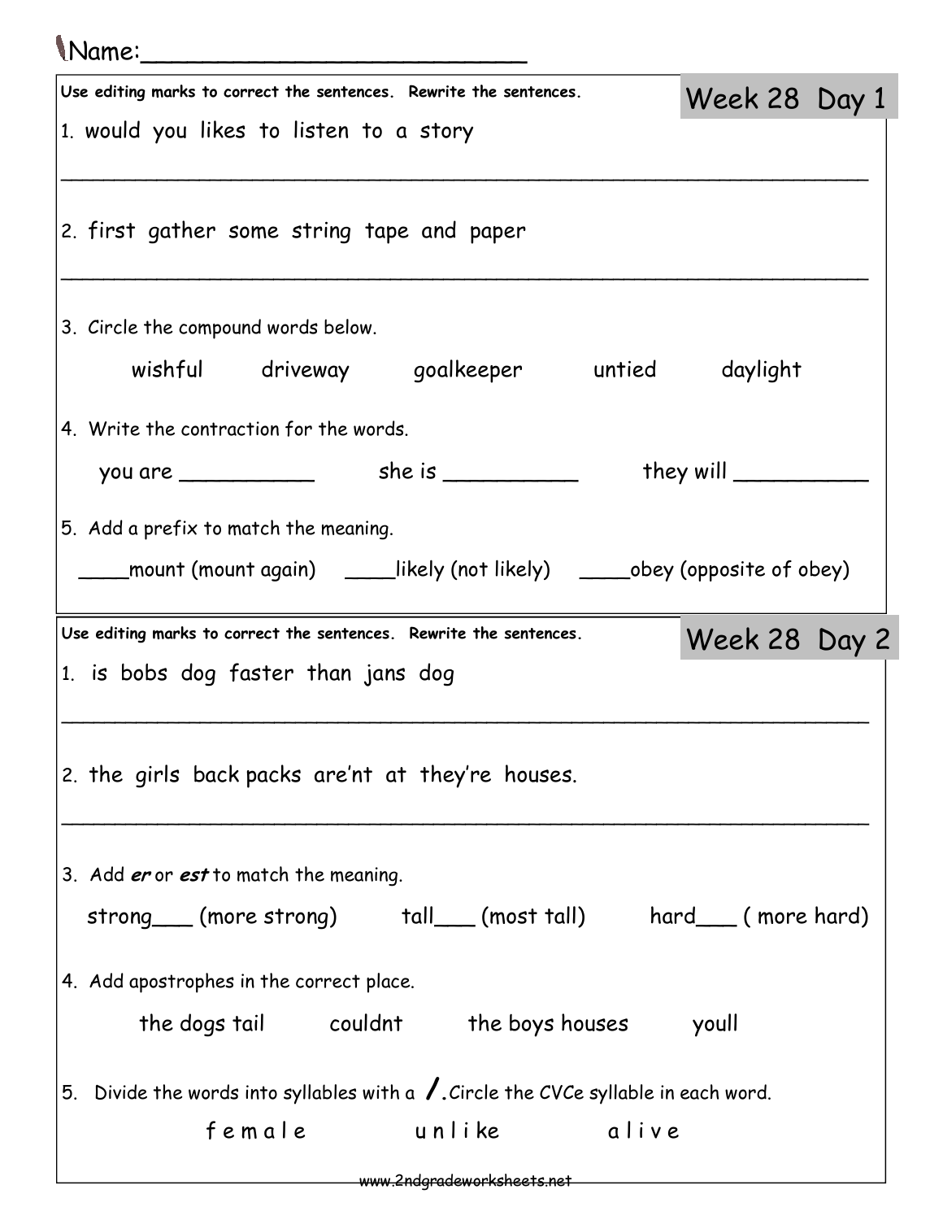Name:________________________

## Week 28 Day 1

Use editing marks to correct the sentences. Rewrite the sentences.

1. would you likes to listen to a story

_____________________________________________________________

2. first gather some string tape and paper

_____________________________________________________________

3. Circle the compound words below.

wishful driveway goalkeeper untied daylight

4. Write the contraction for the words.

you are __________ she is __________ they will __________

5. Add a prefix to match the meaning.

____mount (mount again) ____likely (not likely) ____obey (opposite of obey)

## Week 28 Day 2

Use editing marks to correct the sentences. Rewrite the sentences.

1. is bobs dog faster than jans dog

_____________________________________________________________

2. the girls back packs are'nt at they're houses.

_____________________________________________________________

3. Add ***er*** or ***est*** to match the meaning.

strong___ (more strong) tall___ (most tall) hard___ ( more hard)

4. Add apostrophes in the correct place.

the dogs tail couldnt the boys houses youll

5. Divide the words into syllables with a **/**. Circle the CVCe syllable in each word.

f e m a l e u n l i k e a l i v e

www.2ndgradeworksheets.net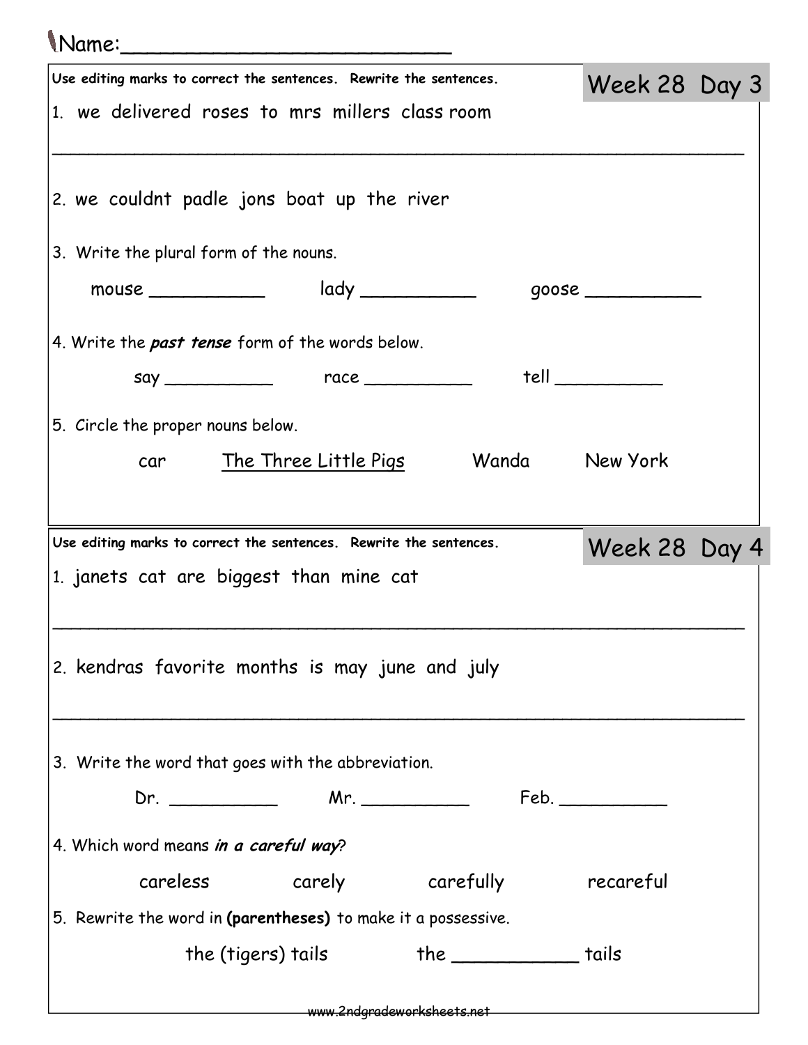Name:_________________________

## Week 28 Day 3

**Use editing marks to correct the sentences. Rewrite the sentences.**

1. we delivered roses to mrs millers class room

_______________________________________________________________

2. we couldnt padle jons boat up the river

3. Write the plural form of the nouns.

mouse __________ lady __________ goose __________

4. Write the ***past tense*** form of the words below.

say __________ race __________ tell __________

5. Circle the proper nouns below.

car The Three Little Pigs Wanda New York

## Week 28 Day 4

**Use editing marks to correct the sentences. Rewrite the sentences.**

1. janets cat are biggest than mine cat

_______________________________________________________________

2. kendras favorite months is may june and july

_______________________________________________________________

3. Write the word that goes with the abbreviation.

Dr. __________ Mr. __________ Feb. __________

4. Which word means ***in a careful way***?

careless carely carefully recareful

5. Rewrite the word in **(parentheses)** to make it a possessive.

the (tigers) tails the ___________ tails

www.2ndgradeworksheets.net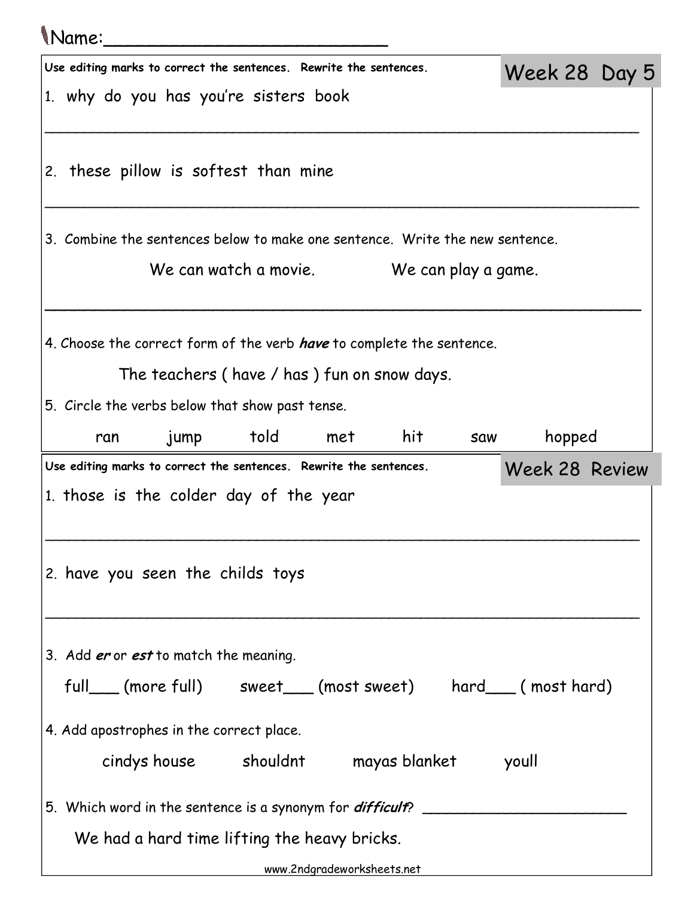Name:_________________________

## Week 28 Day 5

Use editing marks to correct the sentences. Rewrite the sentences.

1. why do you has you're sisters book

_______________________________________________________________

2. these pillow is softest than mine

_______________________________________________________________

3. Combine the sentences below to make one sentence. Write the new sentence.

We can watch a movie. We can play a game.

_______________________________________________________________

4. Choose the correct form of the verb ***have*** to complete the sentence.

The teachers ( have / has ) fun on snow days.

5. Circle the verbs below that show past tense.

ran jump told met hit saw hopped

## Week 28 Review

Use editing marks to correct the sentences. Rewrite the sentences.

1. those is the colder day of the year

_______________________________________________________________

2. have you seen the childs toys

_______________________________________________________________

3. Add ***er*** or ***est*** to match the meaning.

full___ (more full) sweet___ (most sweet) hard___ ( most hard)

4. Add apostrophes in the correct place.

cindys house shouldnt mayas blanket youll

5. Which word in the sentence is a synonym for ***difficult***? ______________________

We had a hard time lifting the heavy bricks.

www.2ndgradeworksheets.net